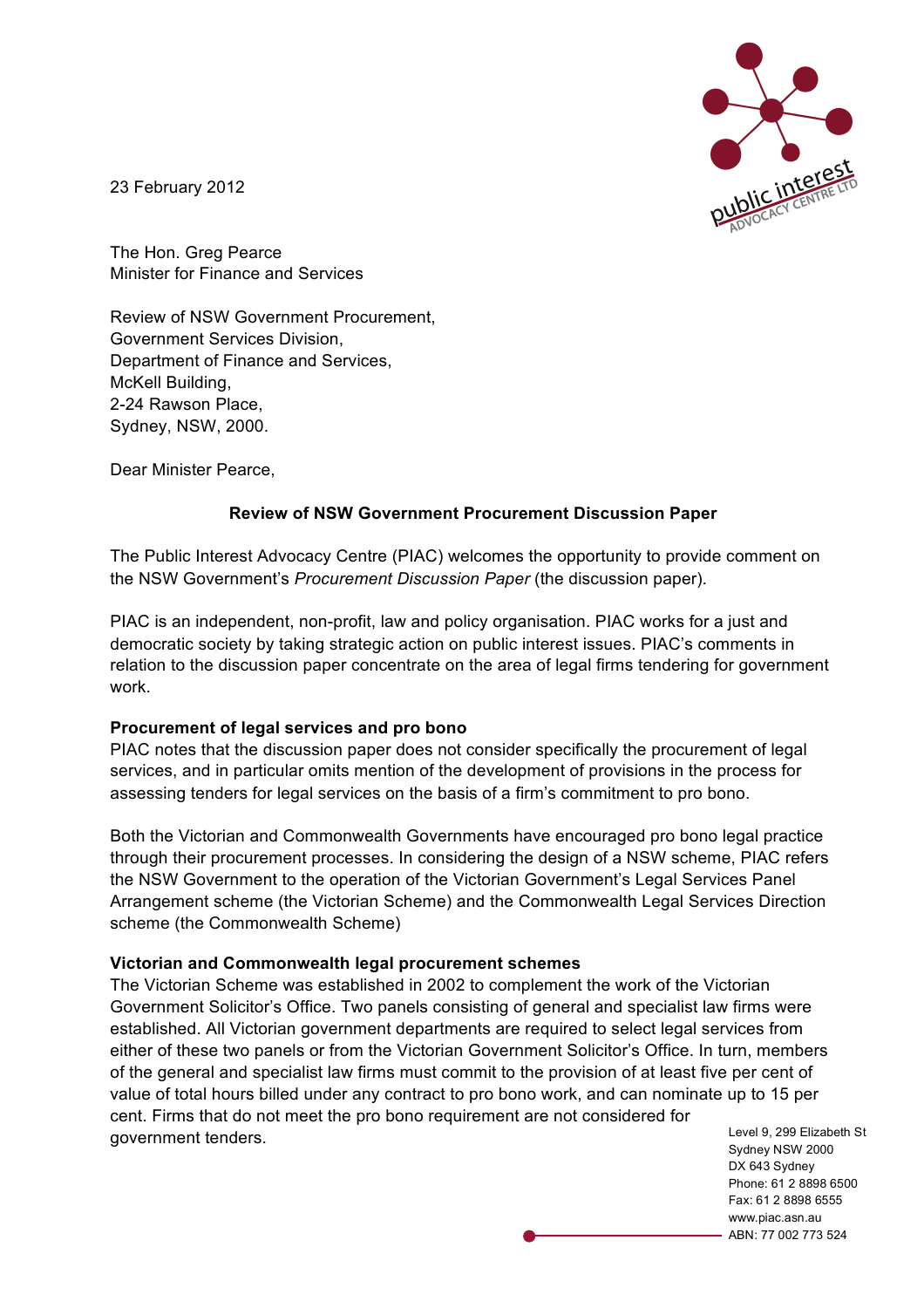23 February 2012

The Hon. Greg Pearce
Minister for Finance and Services

Review of NSW Government Procurement,
Government Services Division,
Department of Finance and Services,
McKell Building,
2-24 Rawson Place,
Sydney, NSW, 2000.

Dear Minister Pearce,

**Review of NSW Government Procurement Discussion Paper**

The Public Interest Advocacy Centre (PIAC) welcomes the opportunity to provide comment on the NSW Government's *Procurement Discussion Paper* (the discussion paper).

PIAC is an independent, non-profit, law and policy organisation. PIAC works for a just and democratic society by taking strategic action on public interest issues. PIAC's comments in relation to the discussion paper concentrate on the area of legal firms tendering for government work.

**Procurement of legal services and pro bono**

PIAC notes that the discussion paper does not consider specifically the procurement of legal services, and in particular omits mention of the development of provisions in the process for assessing tenders for legal services on the basis of a firm's commitment to pro bono.

Both the Victorian and Commonwealth Governments have encouraged pro bono legal practice through their procurement processes. In considering the design of a NSW scheme, PIAC refers the NSW Government to the operation of the Victorian Government's Legal Services Panel Arrangement scheme (the Victorian Scheme) and the Commonwealth Legal Services Direction scheme (the Commonwealth Scheme)

**Victorian and Commonwealth legal procurement schemes**

The Victorian Scheme was established in 2002 to complement the work of the Victorian Government Solicitor's Office. Two panels consisting of general and specialist law firms were established. All Victorian government departments are required to select legal services from either of these two panels or from the Victorian Government Solicitor's Office. In turn, members of the general and specialist law firms must commit to the provision of at least five per cent of value of total hours billed under any contract to pro bono work, and can nominate up to 15 per cent. Firms that do not meet the pro bono requirement are not considered for government tenders.

Level 9, 299 Elizabeth St
Sydney NSW 2000
DX 643 Sydney
Phone: 61 2 8898 6500
Fax: 61 2 8898 6555
www.piac.asn.au
ABN: 77 002 773 524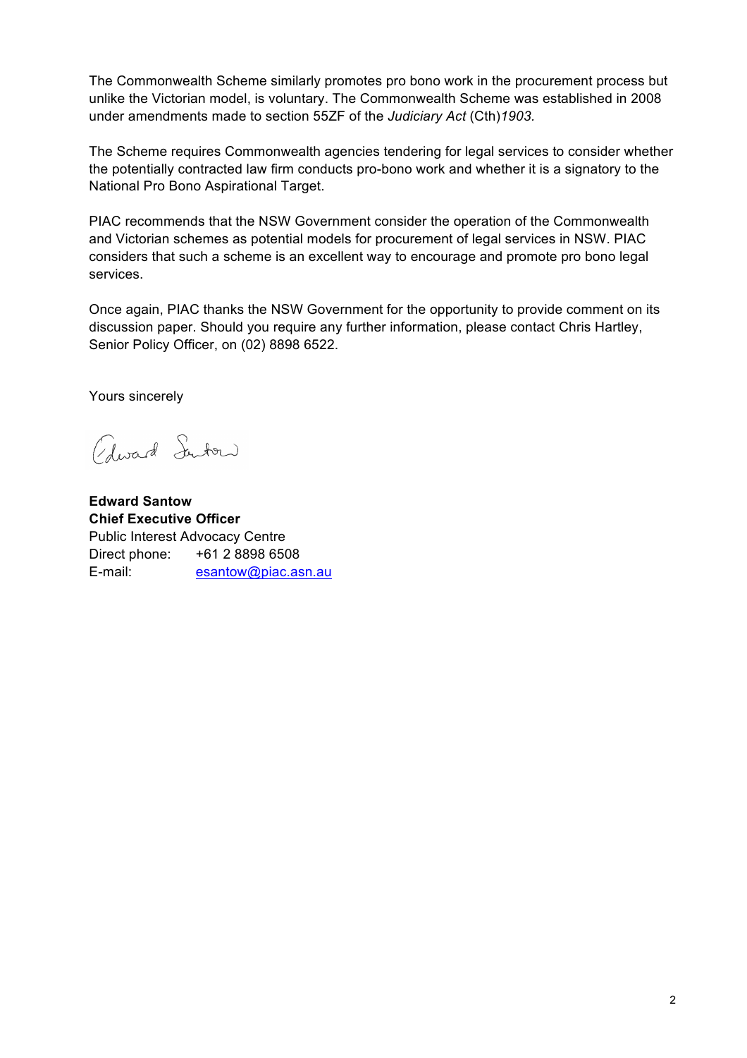The Commonwealth Scheme similarly promotes pro bono work in the procurement process but unlike the Victorian model, is voluntary. The Commonwealth Scheme was established in 2008 under amendments made to section 55ZF of the *Judiciary Act* (Cth)*1903*.

The Scheme requires Commonwealth agencies tendering for legal services to consider whether the potentially contracted law firm conducts pro-bono work and whether it is a signatory to the National Pro Bono Aspirational Target.

PIAC recommends that the NSW Government consider the operation of the Commonwealth and Victorian schemes as potential models for procurement of legal services in NSW. PIAC considers that such a scheme is an excellent way to encourage and promote pro bono legal services.

Once again, PIAC thanks the NSW Government for the opportunity to provide comment on its discussion paper. Should you require any further information, please contact Chris Hartley, Senior Policy Officer, on (02) 8898 6522.

Yours sincerely

Edward Santow

**Edward Santow**
**Chief Executive Officer**
Public Interest Advocacy Centre
Direct phone: +61 2 8898 6508
E-mail: esantow@piac.asn.au